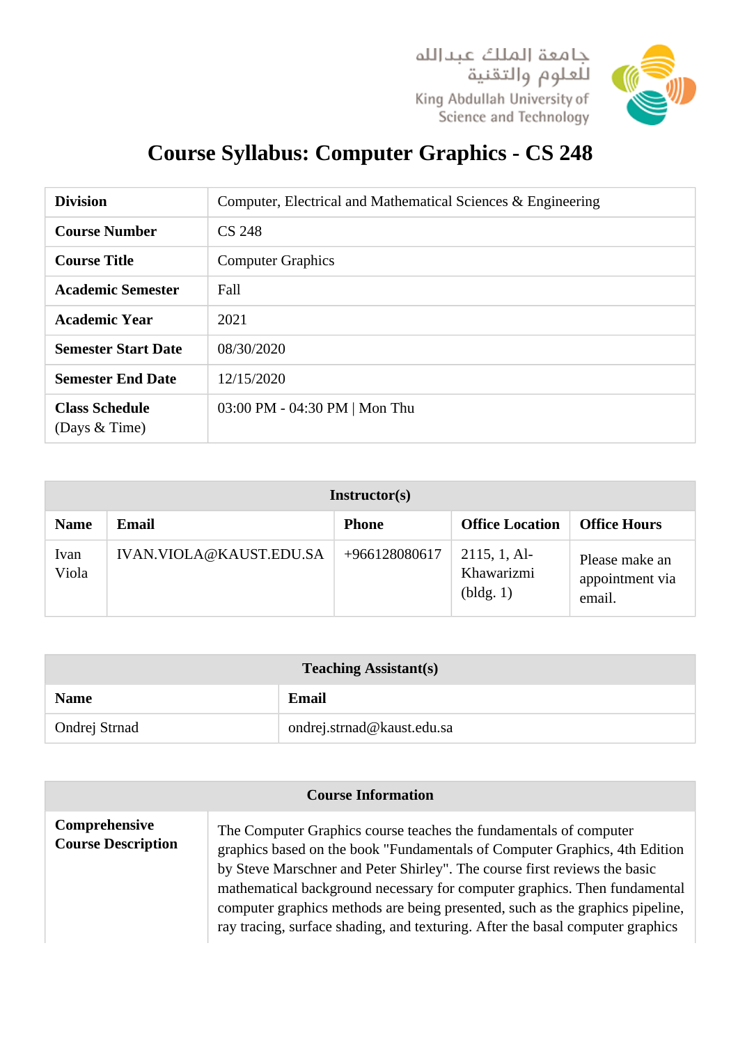جامعة الملك عبدالله للعلوم والتقنية
King Abdullah University of Science and Technology

# Course Syllabus: Computer Graphics - CS 248

| | |
|---|---|
| **Division** | Computer, Electrical and Mathematical Sciences & Engineering |
| **Course Number** | CS 248 |
| **Course Title** | Computer Graphics |
| **Academic Semester** | Fall |
| **Academic Year** | 2021 |
| **Semester Start Date** | 08/30/2020 |
| **Semester End Date** | 12/15/2020 |
| **Class Schedule** (Days & Time) | 03:00 PM - 04:30 PM \| Mon Thu |

| **Instructor(s)** | | | | |
|---|---|---|---|---|
| **Name** | **Email** | **Phone** | **Office Location** | **Office Hours** |
| Ivan Viola | IVAN.VIOLA@KAUST.EDU.SA | +966128080617 | 2115, 1, Al-Khawarizmi (bldg. 1) | Please make an appointment via email. |

| **Teaching Assistant(s)** | |
|---|---|
| **Name** | **Email** |
| Ondrej Strnad | ondrej.strnad@kaust.edu.sa |

| **Course Information** | |
|---|---|
| **Comprehensive Course Description** | The Computer Graphics course teaches the fundamentals of computer graphics based on the book "Fundamentals of Computer Graphics, 4th Edition by Steve Marschner and Peter Shirley". The course first reviews the basic mathematical background necessary for computer graphics. Then fundamental computer graphics methods are being presented, such as the graphics pipeline, ray tracing, surface shading, and texturing. After the basal computer graphics |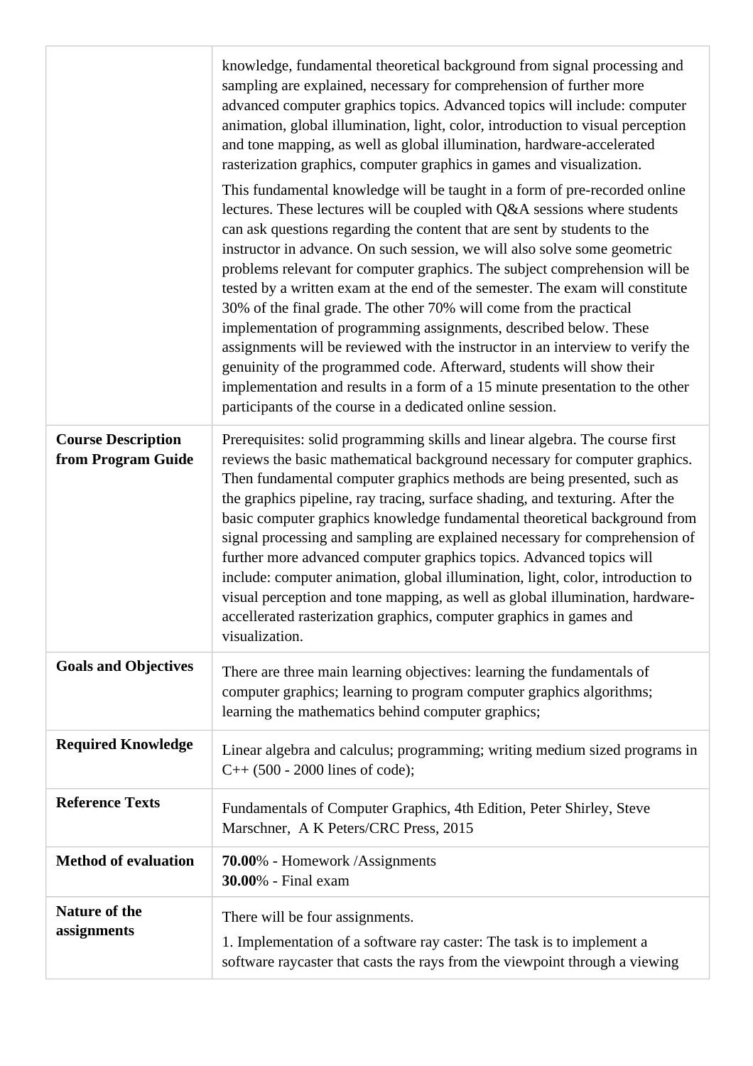| | |
|---|---|
| | knowledge, fundamental theoretical background from signal processing and sampling are explained, necessary for comprehension of further more advanced computer graphics topics. Advanced topics will include: computer animation, global illumination, light, color, introduction to visual perception and tone mapping, as well as global illumination, hardware-accelerated rasterization graphics, computer graphics in games and visualization.<br><br>This fundamental knowledge will be taught in a form of pre-recorded online lectures. These lectures will be coupled with Q&A sessions where students can ask questions regarding the content that are sent by students to the instructor in advance. On such session, we will also solve some geometric problems relevant for computer graphics. The subject comprehension will be tested by a written exam at the end of the semester. The exam will constitute 30% of the final grade. The other 70% will come from the practical implementation of programming assignments, described below. These assignments will be reviewed with the instructor in an interview to verify the genuinity of the programmed code. Afterward, students will show their implementation and results in a form of a 15 minute presentation to the other participants of the course in a dedicated online session. |
| **Course Description from Program Guide** | Prerequisites: solid programming skills and linear algebra. The course first reviews the basic mathematical background necessary for computer graphics. Then fundamental computer graphics methods are being presented, such as the graphics pipeline, ray tracing, surface shading, and texturing. After the basic computer graphics knowledge fundamental theoretical background from signal processing and sampling are explained necessary for comprehension of further more advanced computer graphics topics. Advanced topics will include: computer animation, global illumination, light, color, introduction to visual perception and tone mapping, as well as global illumination, hardware-accellerated rasterization graphics, computer graphics in games and visualization. |
| **Goals and Objectives** | There are three main learning objectives: learning the fundamentals of computer graphics; learning to program computer graphics algorithms; learning the mathematics behind computer graphics; |
| **Required Knowledge** | Linear algebra and calculus; programming; writing medium sized programs in C++ (500 - 2000 lines of code); |
| **Reference Texts** | Fundamentals of Computer Graphics, 4th Edition, Peter Shirley, Steve Marschner, A K Peters/CRC Press, 2015 |
| **Method of evaluation** | **70.00**% - Homework /Assignments<br>**30.00**% - Final exam |
| **Nature of the assignments** | There will be four assignments.<br><br>1. Implementation of a software ray caster: The task is to implement a software raycaster that casts the rays from the viewpoint through a viewing |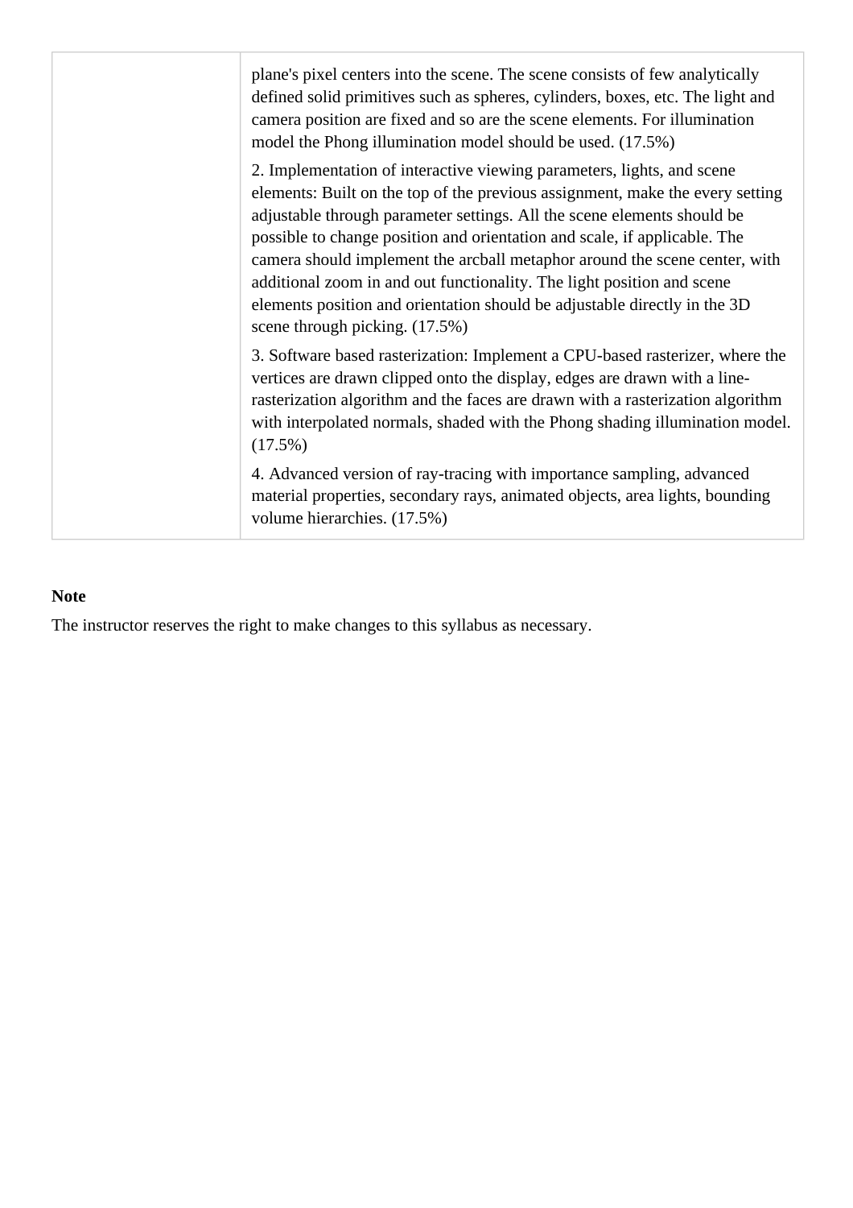| | |
|---|---|
| | plane's pixel centers into the scene. The scene consists of few analytically defined solid primitives such as spheres, cylinders, boxes, etc. The light and camera position are fixed and so are the scene elements. For illumination model the Phong illumination model should be used. (17.5%)<br><br>2. Implementation of interactive viewing parameters, lights, and scene elements: Built on the top of the previous assignment, make the every setting adjustable through parameter settings. All the scene elements should be possible to change position and orientation and scale, if applicable. The camera should implement the arcball metaphor around the scene center, with additional zoom in and out functionality. The light position and scene elements position and orientation should be adjustable directly in the 3D scene through picking. (17.5%)<br><br>3. Software based rasterization: Implement a CPU-based rasterizer, where the vertices are drawn clipped onto the display, edges are drawn with a line-rasterization algorithm and the faces are drawn with a rasterization algorithm with interpolated normals, shaded with the Phong shading illumination model. (17.5%)<br><br>4. Advanced version of ray-tracing with importance sampling, advanced material properties, secondary rays, animated objects, area lights, bounding volume hierarchies. (17.5%) |

**Note**

The instructor reserves the right to make changes to this syllabus as necessary.